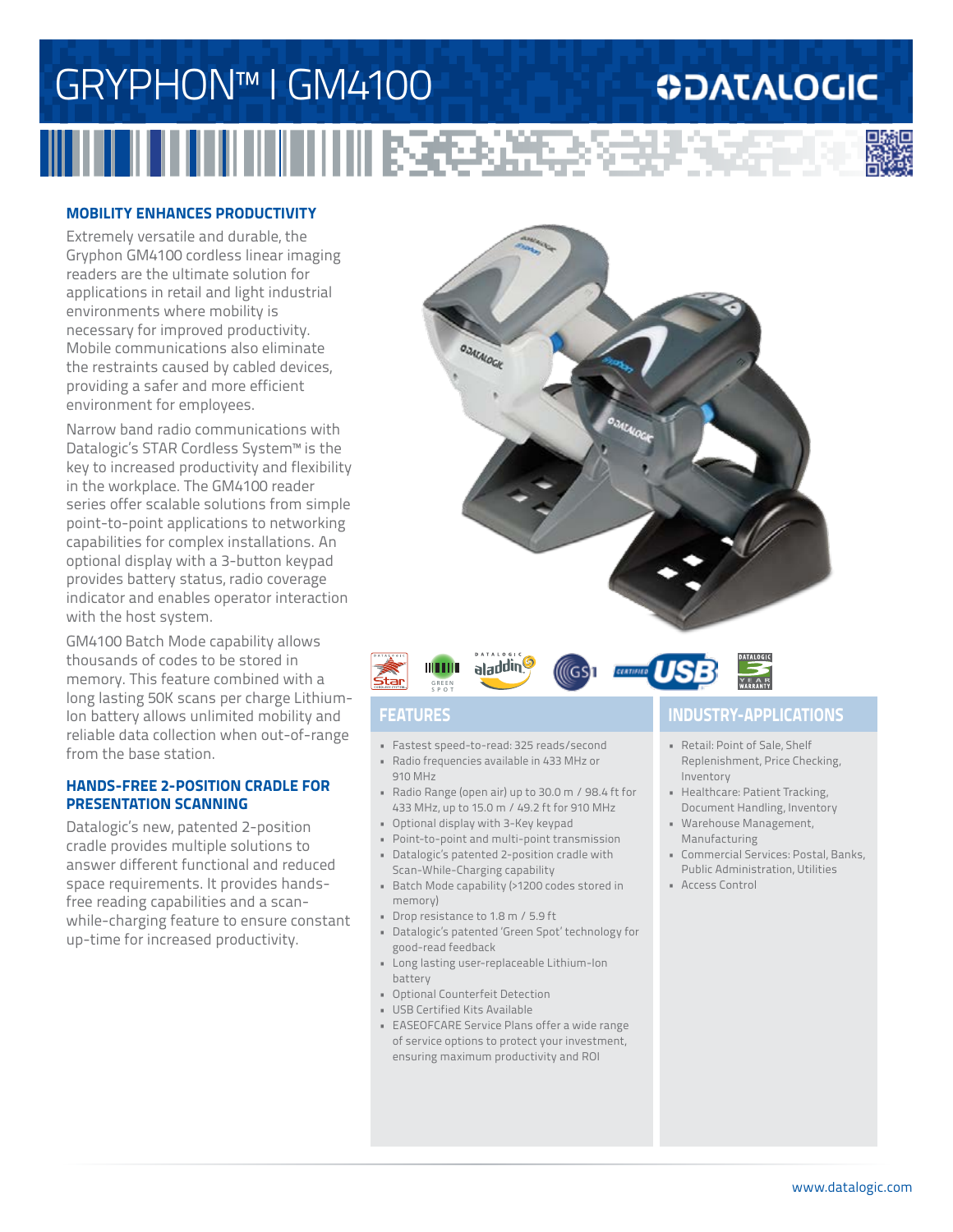# GRYPHON™ I GM4100

## MOBILITY ENHANCES PRODUCTIVITY

Extremely versatile and durable, the Gryphon GM4100 cordless linear imaging readers are the ultimate solution for applications in retail and light industrial environments where mobility is necessary for improved productivity. Mobile communications also eliminate the restraints caused by cabled devices, providing a safer and more efficient environment for employees.

Narrow band radio communications with Datalogic's STAR Cordless System™ is the key to increased productivity and flexibility in the workplace. The GM4100 reader series offer scalable solutions from simple point-to-point applications to networking capabilities for complex installations. An optional display with a 3-button keypad provides battery status, radio coverage indicator and enables operator interaction with the host system.

GM4100 Batch Mode capability allows thousands of codes to be stored in memory. This feature combined with a long lasting 50K scans per charge Lithium-Ion battery allows unlimited mobility and reliable data collection when out-of-range from the base station.

## HANDS-FREE 2-POSITION CRADLE FOR PRESENTATION SCANNING

Datalogic's new, patented 2-position cradle provides multiple solutions to answer different functional and reduced space requirements. It provides hands-free reading capabilities and a scan-while-charging feature to ensure constant up-time for increased productivity.

## FEATURES

- Fastest speed-to-read: 325 reads/second
- Radio frequencies available in 433 MHz or 910 MHz
- Radio Range (open air) up to 30.0 m / 98.4 ft for 433 MHz, up to 15.0 m / 49.2 ft for 910 MHz
- Optional display with 3-Key keypad
- Point-to-point and multi-point transmission
- Datalogic's patented 2-position cradle with Scan-While-Charging capability
- Batch Mode capability (>1200 codes stored in memory)
- Drop resistance to 1.8 m / 5.9 ft
- Datalogic's patented 'Green Spot' technology for good-read feedback
- Long lasting user-replaceable Lithium-Ion battery
- Optional Counterfeit Detection
- USB Certified Kits Available
- EASEOFCARE Service Plans offer a wide range of service options to protect your investment, ensuring maximum productivity and ROI

## INDUSTRY-APPLICATIONS

- Retail: Point of Sale, Shelf Replenishment, Price Checking, Inventory
- Healthcare: Patient Tracking, Document Handling, Inventory
- Warehouse Management, Manufacturing
- Commercial Services: Postal, Banks, Public Administration, Utilities
- Access Control

www.datalogic.com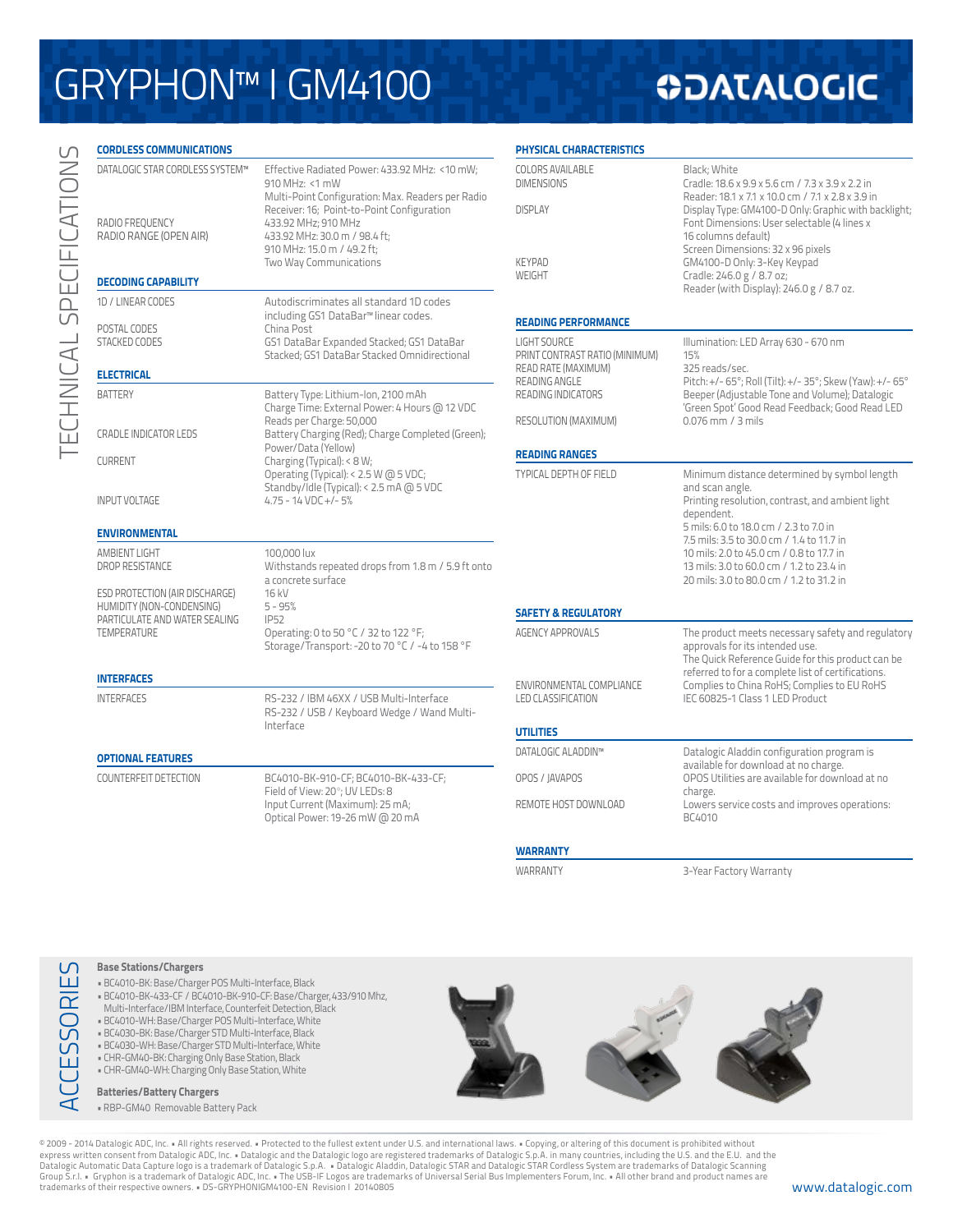# GRYPHON™ I GM4100

**DATALOGIC**

## TECHNICAL SPECIFICATIONS

### CORDLESS COMMUNICATIONS

| | |
|---|---|
| DATALOGIC STAR CORDLESS SYSTEM™ | Effective Radiated Power: 433.92 MHz: <10 mW; 910 MHz: <1 mW<br>Multi-Point Configuration: Max. Readers per Radio Receiver: 16; Point-to-Point Configuration |
| RADIO FREQUENCY | 433.92 MHz; 910 MHz |
| RADIO RANGE (OPEN AIR) | 433.92 MHz: 30.0 m / 98.4 ft;<br>910 MHz: 15.0 m / 49.2 ft;<br>Two Way Communications |

### DECODING CAPABILITY

| | |
|---|---|
| 1D / LINEAR CODES | Autodiscriminates all standard 1D codes including GS1 DataBar™ linear codes. |
| POSTAL CODES | China Post |
| STACKED CODES | GS1 DataBar Expanded Stacked; GS1 DataBar Stacked; GS1 DataBar Stacked Omnidirectional |

### ELECTRICAL

| | |
|---|---|
| BATTERY | Battery Type: Lithium-Ion, 2100 mAh<br>Charge Time: External Power: 4 Hours @ 12 VDC<br>Reads per Charge: 50,000 |
| CRADLE INDICATOR LEDS | Battery Charging (Red); Charge Completed (Green); Power/Data (Yellow) |
| CURRENT | Charging (Typical): < 8 W;<br>Operating (Typical): < 2.5 W @ 5 VDC;<br>Standby/Idle (Typical): < 2.5 mA @ 5 VDC |
| INPUT VOLTAGE | 4.75 - 14 VDC +/- 5% |

### ENVIRONMENTAL

| | |
|---|---|
| AMBIENT LIGHT | 100,000 lux |
| DROP RESISTANCE | Withstands repeated drops from 1.8 m / 5.9 ft onto a concrete surface |
| ESD PROTECTION (AIR DISCHARGE) | 16 kV |
| HUMIDITY (NON-CONDENSING) | 5 - 95% |
| PARTICULATE AND WATER SEALING | IP52 |
| TEMPERATURE | Operating: 0 to 50 °C / 32 to 122 °F;<br>Storage/Transport: -20 to 70 °C / -4 to 158 °F |

### INTERFACES

| | |
|---|---|
| INTERFACES | RS-232 / IBM 46XX / USB Multi-Interface<br>RS-232 / USB / Keyboard Wedge / Wand Multi-Interface |

### OPTIONAL FEATURES

| | |
|---|---|
| COUNTERFEIT DETECTION | BC4010-BK-910-CF; BC4010-BK-433-CF;<br>Field of View: 20°; UV LEDs: 8<br>Input Current (Maximum): 25 mA;<br>Optical Power: 19-26 mW @ 20 mA |

### PHYSICAL CHARACTERISTICS

| | |
|---|---|
| COLORS AVAILABLE | Black; White |
| DIMENSIONS | Cradle: 18.6 x 9.9 x 5.6 cm / 7.3 x 3.9 x 2.2 in<br>Reader: 18.1 x 7.1 x 10.0 cm / 7.1 x 2.8 x 3.9 in |
| DISPLAY | Display Type: GM4100-D Only: Graphic with backlight; Font Dimensions: User selectable (4 lines x 16 columns default)<br>Screen Dimensions: 32 x 96 pixels |
| KEYPAD | GM4100-D Only: 3-Key Keypad |
| WEIGHT | Cradle: 246.0 g / 8.7 oz;<br>Reader (with Display): 246.0 g / 8.7 oz. |

### READING PERFORMANCE

| | |
|---|---|
| LIGHT SOURCE | Illumination: LED Array 630 - 670 nm |
| PRINT CONTRAST RATIO (MINIMUM) | 15% |
| READ RATE (MAXIMUM) | 325 reads/sec. |
| READING ANGLE | Pitch: +/- 65°; Roll (Tilt): +/- 35°; Skew (Yaw): +/- 65° |
| READING INDICATORS | Beeper (Adjustable Tone and Volume); Datalogic 'Green Spot' Good Read Feedback; Good Read LED |
| RESOLUTION (MAXIMUM) | 0.076 mm / 3 mils |

### READING RANGES

| | |
|---|---|
| TYPICAL DEPTH OF FIELD | Minimum distance determined by symbol length and scan angle.<br>Printing resolution, contrast, and ambient light dependent.<br>5 mils: 6.0 to 18.0 cm / 2.3 to 7.0 in<br>7.5 mils: 3.5 to 30.0 cm / 1.4 to 11.7 in<br>10 mils: 2.0 to 45.0 cm / 0.8 to 17.7 in<br>13 mils: 3.0 to 60.0 cm / 1.2 to 23.4 in<br>20 mils: 3.0 to 80.0 cm / 1.2 to 31.2 in |

### SAFETY & REGULATORY

| | |
|---|---|
| AGENCY APPROVALS | The product meets necessary safety and regulatory approvals for its intended use.<br>The Quick Reference Guide for this product can be referred to for a complete list of certifications. |
| ENVIRONMENTAL COMPLIANCE | Complies to China RoHS; Complies to EU RoHS |
| LED CLASSIFICATION | IEC 60825-1 Class 1 LED Product |

### UTILITIES

| | |
|---|---|
| DATALOGIC ALADDIN™ | Datalogic Aladdin configuration program is available for download at no charge. |
| OPOS / JAVAPOS | OPOS Utilities are available for download at no charge. |
| REMOTE HOST DOWNLOAD | Lowers service costs and improves operations: BC4010 |

### WARRANTY

| | |
|---|---|
| WARRANTY | 3-Year Factory Warranty |

## ACCESSORIES

**Base Stations/Chargers**

- BC4010-BK: Base/Charger POS Multi-Interface, Black
- BC4010-BK-433-CF / BC4010-BK-910-CF: Base/Charger, 433/910 Mhz, Multi-Interface/IBM Interface, Counterfeit Detection, Black
- BC4010-WH: Base/Charger POS Multi-Interface, White
- BC4030-BK: Base/Charger STD Multi-Interface, Black
- BC4030-WH: Base/Charger STD Multi-Interface, White
- CHR-GM40-BK: Charging Only Base Station, Black
- CHR-GM40-WH: Charging Only Base Station, White

**Batteries/Battery Chargers**

- RBP-GM40 Removable Battery Pack

© 2009 - 2014 Datalogic ADC, Inc. • All rights reserved. • Protected to the fullest extent under U.S. and international laws. • Copying, or altering of this document is prohibited without express written consent from Datalogic ADC, Inc. • Datalogic and the Datalogic logo are registered trademarks of Datalogic S.p.A. in many countries, including the U.S. and the E.U. and the Datalogic Automatic Data Capture logo is a trademark of Datalogic S.p.A. • Datalogic Aladdin, Datalogic STAR and Datalogic STAR Cordless System are trademarks of Datalogic Scanning Group S.r.l. • Gryphon is a trademark of Datalogic ADC, Inc. • The USB-IF Logos are trademarks of Universal Serial Bus Implementers Forum, Inc. • All other brand and product names are trademarks of their respective owners. • DS-GRYPHONIGM4100-EN Revision I 20140805

www.datalogic.com